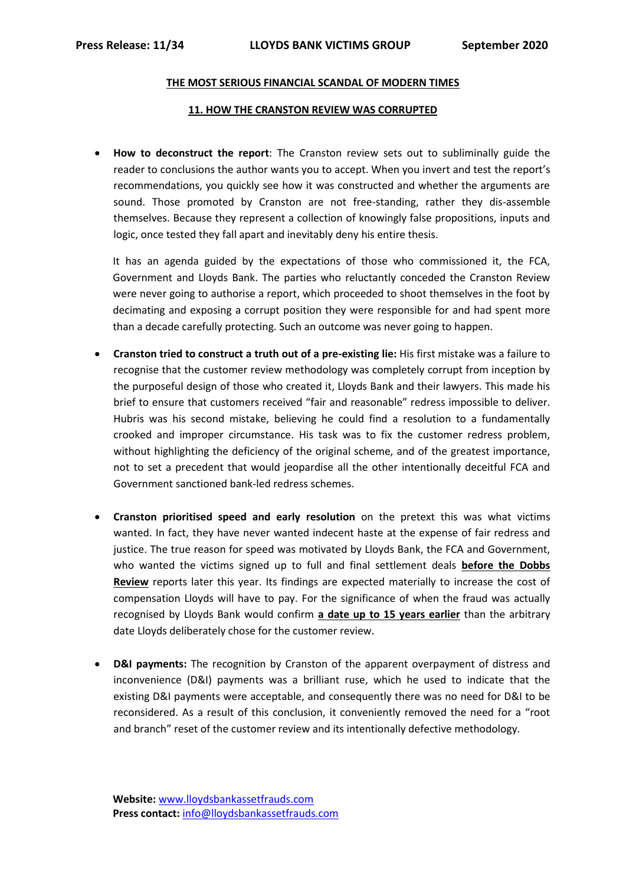**Press Release: 11/34 LLOYDS BANK VICTIMS GROUP September 2020**

## THE MOST SERIOUS FINANCIAL SCANDAL OF MODERN TIMES

### 11. HOW THE CRANSTON REVIEW WAS CORRUPTED

- **How to deconstruct the report**: The Cranston review sets out to subliminally guide the reader to conclusions the author wants you to accept. When you invert and test the report's recommendations, you quickly see how it was constructed and whether the arguments are sound. Those promoted by Cranston are not free-standing, rather they dis-assemble themselves. Because they represent a collection of knowingly false propositions, inputs and logic, once tested they fall apart and inevitably deny his entire thesis.

  It has an agenda guided by the expectations of those who commissioned it, the FCA, Government and Lloyds Bank. The parties who reluctantly conceded the Cranston Review were never going to authorise a report, which proceeded to shoot themselves in the foot by decimating and exposing a corrupt position they were responsible for and had spent more than a decade carefully protecting. Such an outcome was never going to happen.

- **Cranston tried to construct a truth out of a pre-existing lie:** His first mistake was a failure to recognise that the customer review methodology was completely corrupt from inception by the purposeful design of those who created it, Lloyds Bank and their lawyers. This made his brief to ensure that customers received "fair and reasonable" redress impossible to deliver. Hubris was his second mistake, believing he could find a resolution to a fundamentally crooked and improper circumstance. His task was to fix the customer redress problem, without highlighting the deficiency of the original scheme, and of the greatest importance, not to set a precedent that would jeopardise all the other intentionally deceitful FCA and Government sanctioned bank-led redress schemes.

- **Cranston prioritised speed and early resolution** on the pretext this was what victims wanted. In fact, they have never wanted indecent haste at the expense of fair redress and justice. The true reason for speed was motivated by Lloyds Bank, the FCA and Government, who wanted the victims signed up to full and final settlement deals **before the Dobbs Review** reports later this year. Its findings are expected materially to increase the cost of compensation Lloyds will have to pay. For the significance of when the fraud was actually recognised by Lloyds Bank would confirm **a date up to 15 years earlier** than the arbitrary date Lloyds deliberately chose for the customer review.

- **D&I payments:** The recognition by Cranston of the apparent overpayment of distress and inconvenience (D&I) payments was a brilliant ruse, which he used to indicate that the existing D&I payments were acceptable, and consequently there was no need for D&I to be reconsidered. As a result of this conclusion, it conveniently removed the need for a "root and branch" reset of the customer review and its intentionally defective methodology.

**Website:** www.lloydsbankassetfrauds.com
**Press contact:** info@lloydsbankassetfrauds.com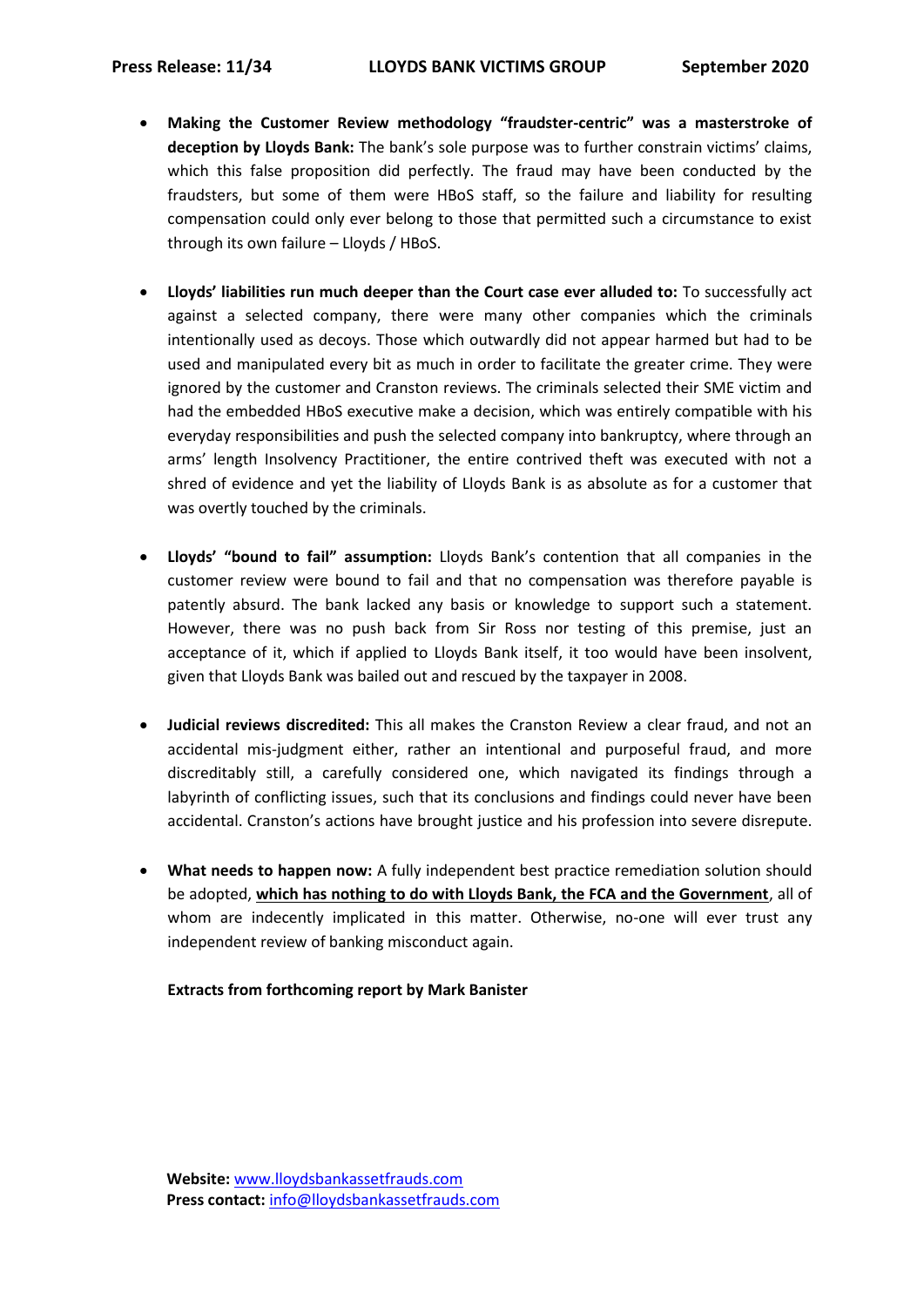- **Making the Customer Review methodology "fraudster-centric" was a masterstroke of deception by Lloyds Bank:** The bank's sole purpose was to further constrain victims' claims, which this false proposition did perfectly. The fraud may have been conducted by the fraudsters, but some of them were HBoS staff, so the failure and liability for resulting compensation could only ever belong to those that permitted such a circumstance to exist through its own failure – Lloyds / HBoS.

- **Lloyds' liabilities run much deeper than the Court case ever alluded to:** To successfully act against a selected company, there were many other companies which the criminals intentionally used as decoys. Those which outwardly did not appear harmed but had to be used and manipulated every bit as much in order to facilitate the greater crime. They were ignored by the customer and Cranston reviews. The criminals selected their SME victim and had the embedded HBoS executive make a decision, which was entirely compatible with his everyday responsibilities and push the selected company into bankruptcy, where through an arms' length Insolvency Practitioner, the entire contrived theft was executed with not a shred of evidence and yet the liability of Lloyds Bank is as absolute as for a customer that was overtly touched by the criminals.

- **Lloyds' "bound to fail" assumption:** Lloyds Bank's contention that all companies in the customer review were bound to fail and that no compensation was therefore payable is patently absurd. The bank lacked any basis or knowledge to support such a statement. However, there was no push back from Sir Ross nor testing of this premise, just an acceptance of it, which if applied to Lloyds Bank itself, it too would have been insolvent, given that Lloyds Bank was bailed out and rescued by the taxpayer in 2008.

- **Judicial reviews discredited:** This all makes the Cranston Review a clear fraud, and not an accidental mis-judgment either, rather an intentional and purposeful fraud, and more discreditably still, a carefully considered one, which navigated its findings through a labyrinth of conflicting issues, such that its conclusions and findings could never have been accidental. Cranston's actions have brought justice and his profession into severe disrepute.

- **What needs to happen now:** A fully independent best practice remediation solution should be adopted, **which has nothing to do with Lloyds Bank, the FCA and the Government**, all of whom are indecently implicated in this matter. Otherwise, no-one will ever trust any independent review of banking misconduct again.

**Extracts from forthcoming report by Mark Banister**

**Website:** www.lloydsbankassetfrauds.com
**Press contact:** info@lloydsbankassetfrauds.com